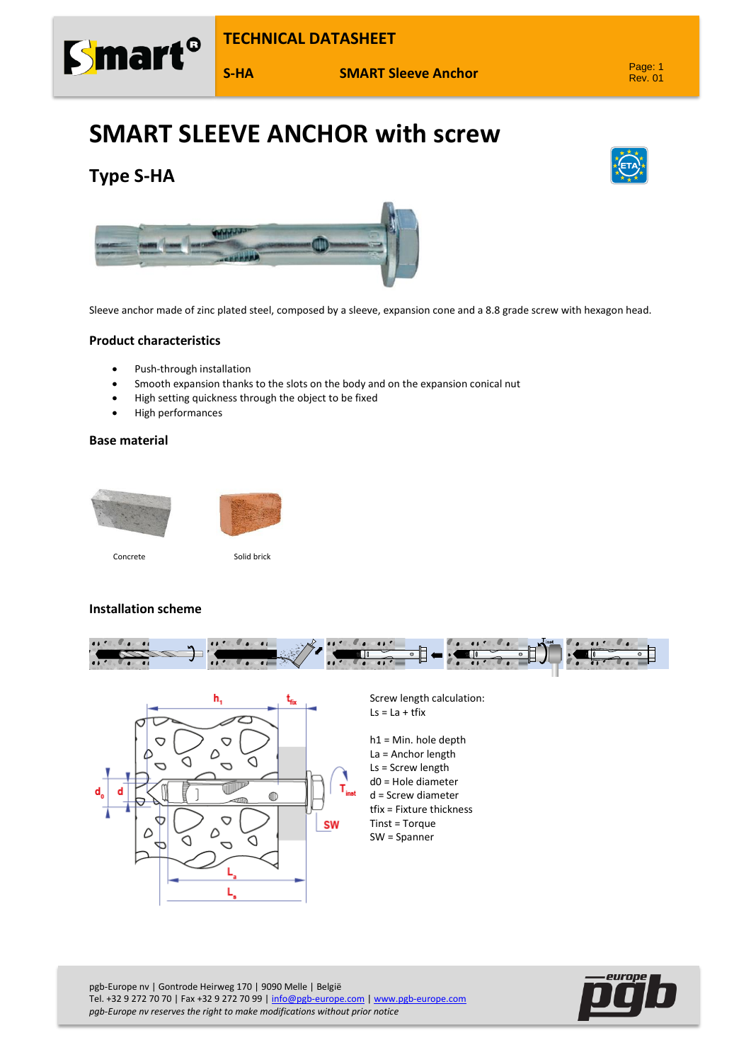# SMART SLEEVE ANCHOR with screw

## Type S-HA

Sleeve anchor made of zinc plated steel, composed by a sleeve, expansion cone and a 8.8 grade screw with hexagon head.

### Product characteristics

- Push-through installation
- Smooth expansion thanks to the slots on the body and on the expansion conical nut
- High setting quickness through the object to be fixed
- High performances

### Base material

Concrete

Solid brick

### Installation scheme

Screw length calculation:
Ls = La + tfix

h1 = Min. hole depth
La = Anchor length
Ls = Screw length
d0 = Hole diameter
d = Screw diameter
tfix = Fixture thickness
Tinst = Torque
SW = Spanner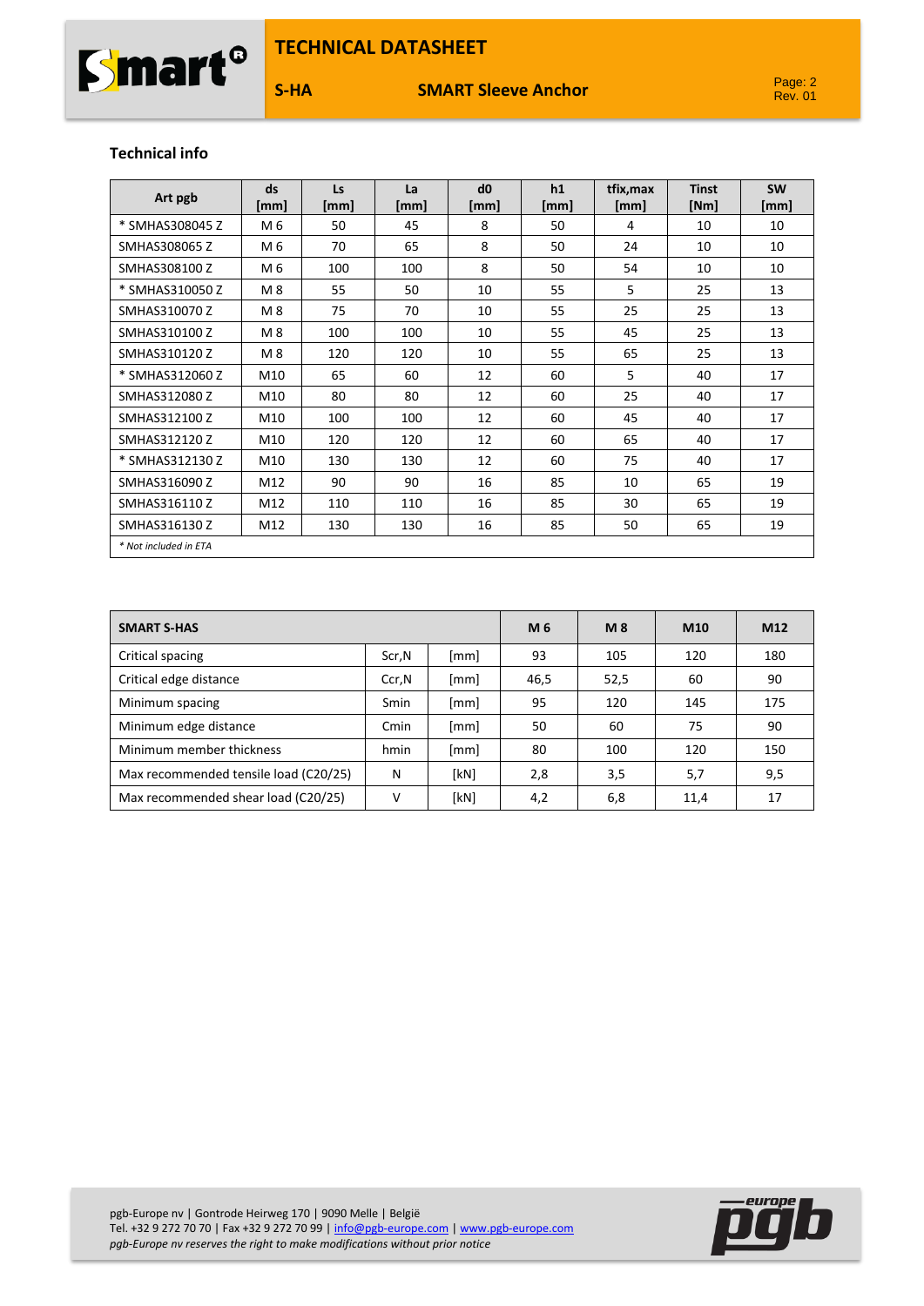## Technical info

| Art pgb | ds [mm] | Ls [mm] | La [mm] | d0 [mm] | h1 [mm] | tfix,max [mm] | Tinst [Nm] | SW [mm] |
|---|---|---|---|---|---|---|---|---|
| * SMHAS308045 Z | M 6 | 50 | 45 | 8 | 50 | 4 | 10 | 10 |
| SMHAS308065 Z | M 6 | 70 | 65 | 8 | 50 | 24 | 10 | 10 |
| SMHAS308100 Z | M 6 | 100 | 100 | 8 | 50 | 54 | 10 | 10 |
| * SMHAS310050 Z | M 8 | 55 | 50 | 10 | 55 | 5 | 25 | 13 |
| SMHAS310070 Z | M 8 | 75 | 70 | 10 | 55 | 25 | 25 | 13 |
| SMHAS310100 Z | M 8 | 100 | 100 | 10 | 55 | 45 | 25 | 13 |
| SMHAS310120 Z | M 8 | 120 | 120 | 10 | 55 | 65 | 25 | 13 |
| * SMHAS312060 Z | M10 | 65 | 60 | 12 | 60 | 5 | 40 | 17 |
| SMHAS312080 Z | M10 | 80 | 80 | 12 | 60 | 25 | 40 | 17 |
| SMHAS312100 Z | M10 | 100 | 100 | 12 | 60 | 45 | 40 | 17 |
| SMHAS312120 Z | M10 | 120 | 120 | 12 | 60 | 65 | 40 | 17 |
| * SMHAS312130 Z | M10 | 130 | 130 | 12 | 60 | 75 | 40 | 17 |
| SMHAS316090 Z | M12 | 90 | 90 | 16 | 85 | 10 | 65 | 19 |
| SMHAS316110 Z | M12 | 110 | 110 | 16 | 85 | 30 | 65 | 19 |
| SMHAS316130 Z | M12 | 130 | 130 | 16 | 85 | 50 | 65 | 19 |

*\* Not included in ETA*

| SMART S-HAS | | | M 6 | M 8 | M10 | M12 |
|---|---|---|---|---|---|---|
| Critical spacing | Scr,N | [mm] | 93 | 105 | 120 | 180 |
| Critical edge distance | Ccr,N | [mm] | 46,5 | 52,5 | 60 | 90 |
| Minimum spacing | Smin | [mm] | 95 | 120 | 145 | 175 |
| Minimum edge distance | Cmin | [mm] | 50 | 60 | 75 | 90 |
| Minimum member thickness | hmin | [mm] | 80 | 100 | 120 | 150 |
| Max recommended tensile load (C20/25) | N | [kN] | 2,8 | 3,5 | 5,7 | 9,5 |
| Max recommended shear load (C20/25) | V | [kN] | 4,2 | 6,8 | 11,4 | 17 |